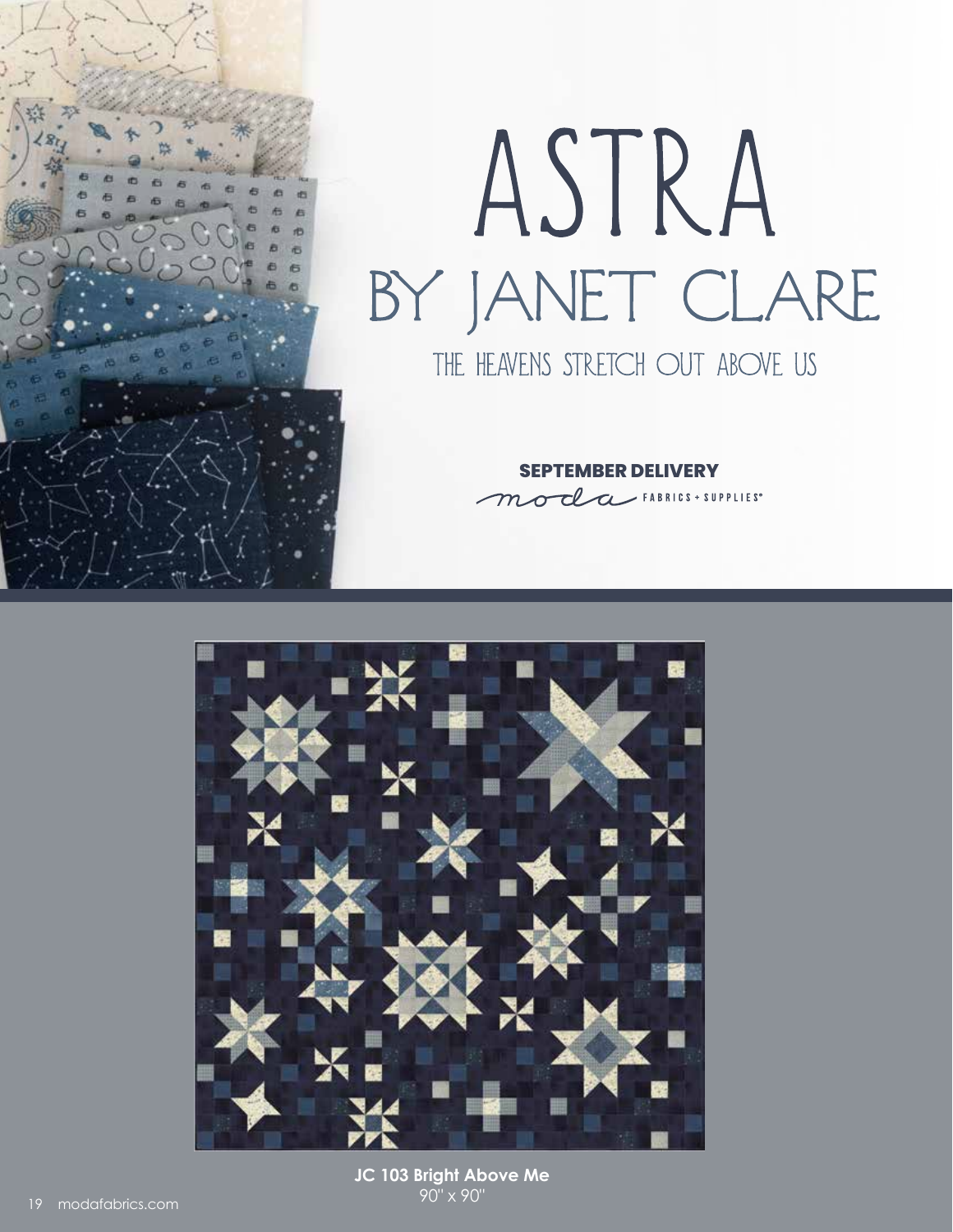# ASTRA

## BY JANET CLARE

THE HEAVENS STRETCH OUT ABOVE US

**SEPTEMBER DELIVERY**

moda FABRICS + SUPPLIES®

**JC 103 Bright Above Me**
90" x 90"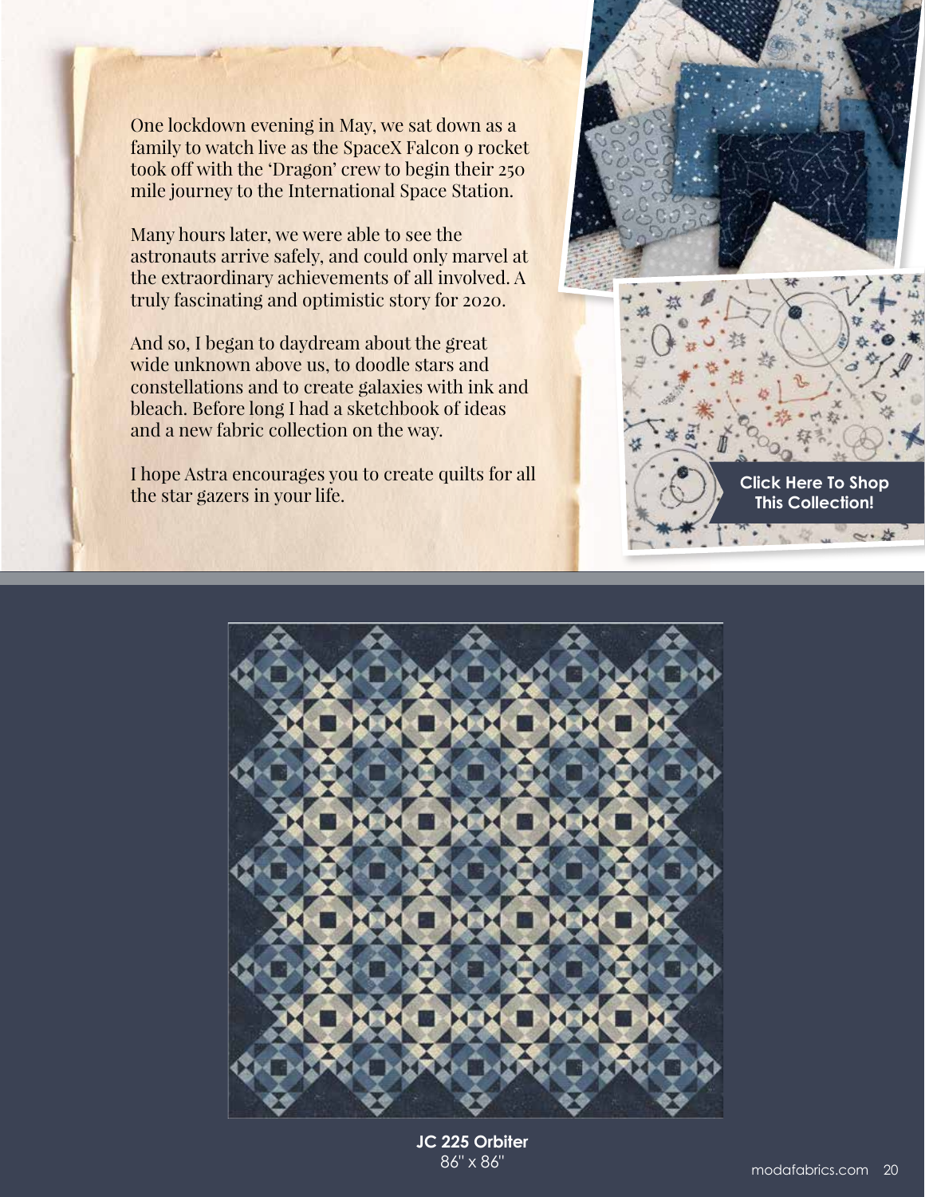One lockdown evening in May, we sat down as a family to watch live as the SpaceX Falcon 9 rocket took off with the 'Dragon' crew to begin their 250 mile journey to the International Space Station.

Many hours later, we were able to see the astronauts arrive safely, and could only marvel at the extraordinary achievements of all involved. A truly fascinating and optimistic story for 2020.

And so, I began to daydream about the great wide unknown above us, to doodle stars and constellations and to create galaxies with ink and bleach. Before long I had a sketchbook of ideas and a new fabric collection on the way.

I hope Astra encourages you to create quilts for all the star gazers in your life.

**Click Here To Shop This Collection!**

**JC 225 Orbiter**
86" x 86"

modafabrics.com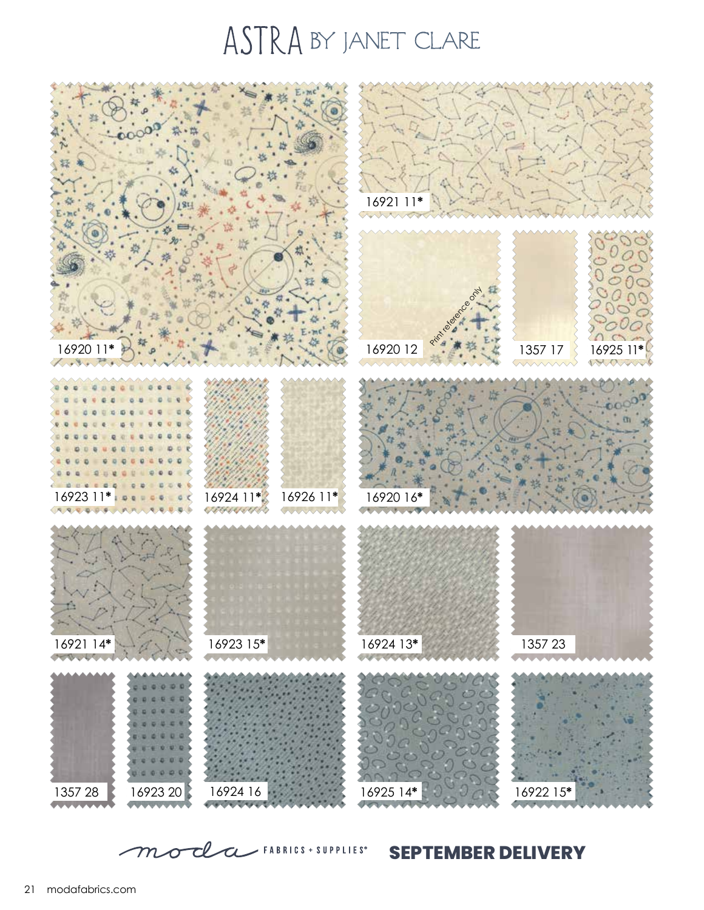# ASTRA BY JANET CLARE

16921 11*

16920 11*

16920 12

Print reference only

1357 17

16925 11*

16923 11*

16924 11*

16926 11*

16920 16*

16921 14*

16923 15*

16924 13*

1357 23

1357 28

16923 20

16924 16

16925 14*

16922 15*

moda FABRICS + SUPPLIES®

**SEPTEMBER DELIVERY**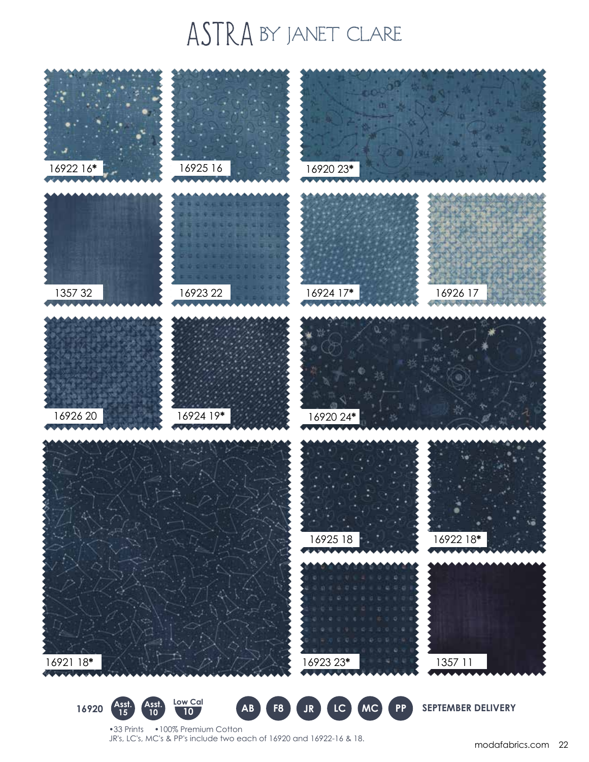# ASTRA BY JANET CLARE

16922 16*

16925 16

16920 23*

1357 32

16923 22

16924 17*

16926 17

16926 20

16924 19*

16920 24*

16921 18*

16925 18

16922 18*

16923 23*

1357 11

**16920** Asst. 15 Asst. 10 Low Cal 10 AB F8 JR LC MC PP **SEPTEMBER DELIVERY**

•33 Prints •100% Premium Cotton

JR's, LC's, MC's & PP's include two each of 16920 and 16922-16 & 18.

modafabrics.com